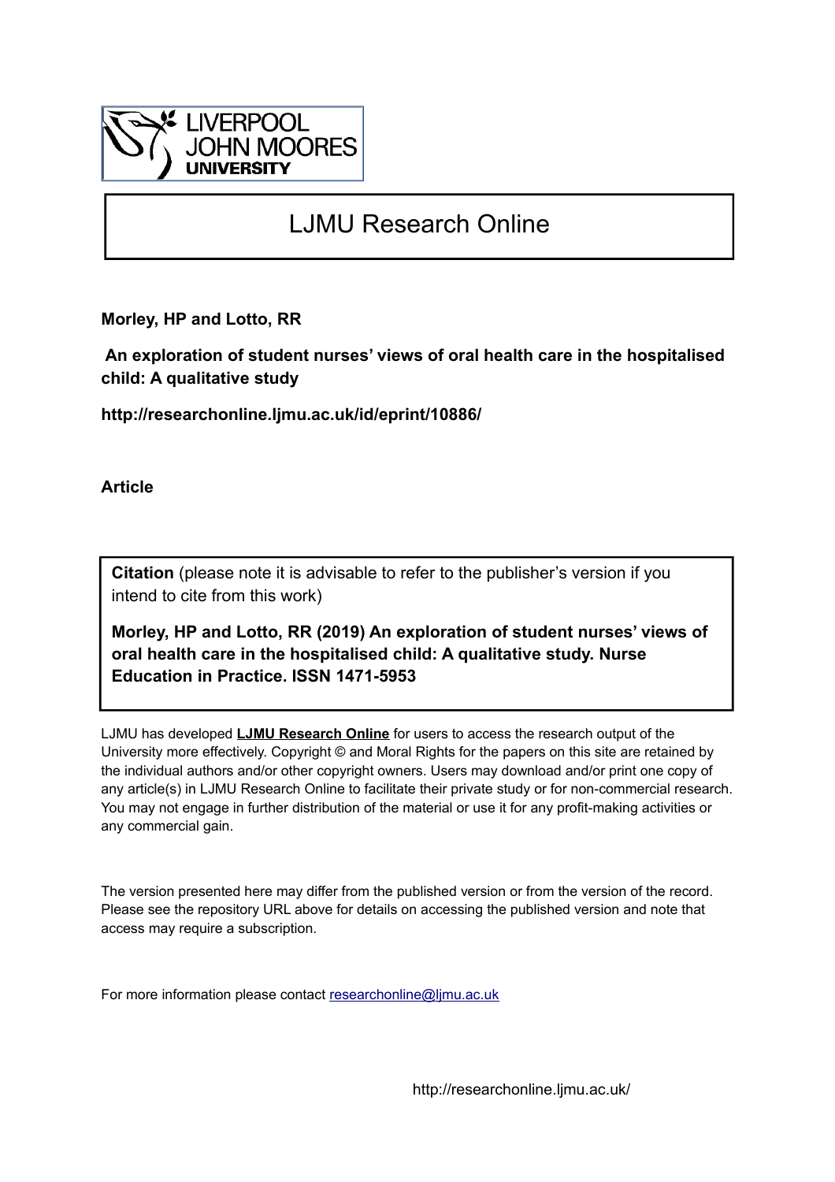LIVERPOOL JOHN MOORES UNIVERSITY

# LJMU Research Online

**Morley, HP and Lotto, RR**

**An exploration of student nurses' views of oral health care in the hospitalised child: A qualitative study**

**http://researchonline.ljmu.ac.uk/id/eprint/10886/**

**Article**

**Citation** (please note it is advisable to refer to the publisher's version if you intend to cite from this work)

**Morley, HP and Lotto, RR (2019) An exploration of student nurses' views of oral health care in the hospitalised child: A qualitative study. Nurse Education in Practice. ISSN 1471-5953**

LJMU has developed **LJMU Research Online** for users to access the research output of the University more effectively. Copyright © and Moral Rights for the papers on this site are retained by the individual authors and/or other copyright owners. Users may download and/or print one copy of any article(s) in LJMU Research Online to facilitate their private study or for non-commercial research. You may not engage in further distribution of the material or use it for any profit-making activities or any commercial gain.

The version presented here may differ from the published version or from the version of the record. Please see the repository URL above for details on accessing the published version and note that access may require a subscription.

For more information please contact researchonline@ljmu.ac.uk

http://researchonline.ljmu.ac.uk/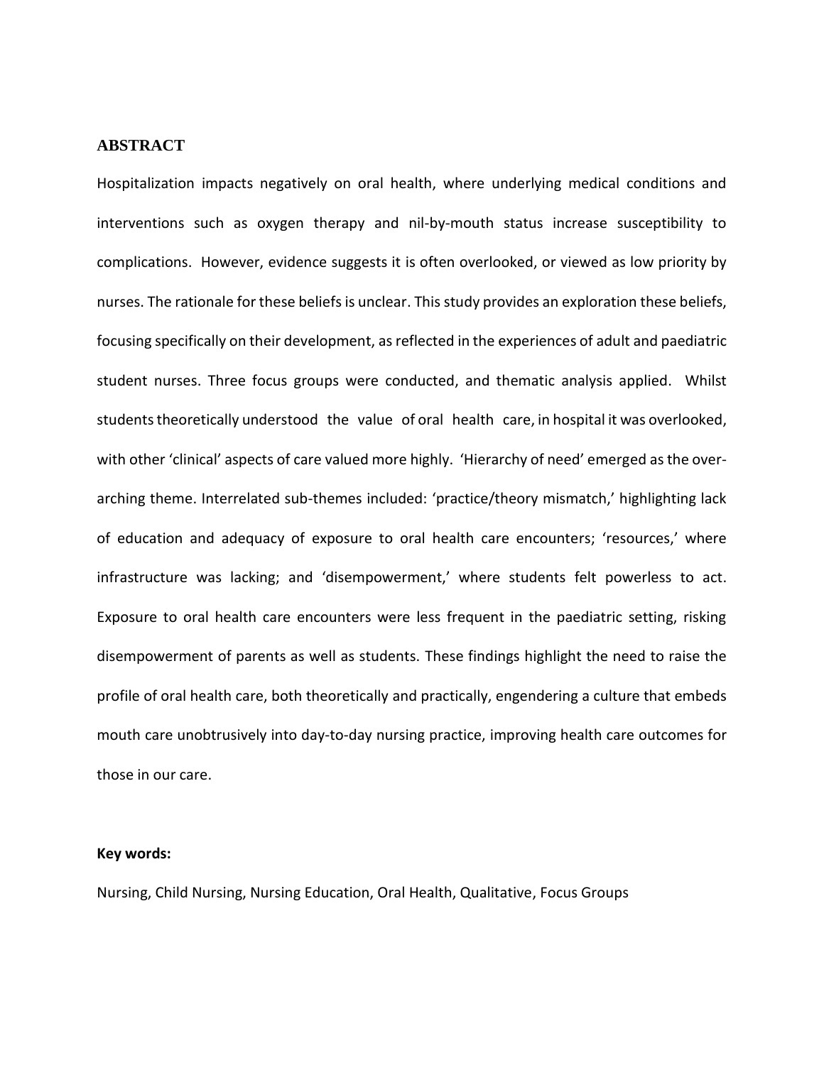## ABSTRACT

Hospitalization impacts negatively on oral health, where underlying medical conditions and interventions such as oxygen therapy and nil-by-mouth status increase susceptibility to complications. However, evidence suggests it is often overlooked, or viewed as low priority by nurses. The rationale for these beliefs is unclear. This study provides an exploration these beliefs, focusing specifically on their development, as reflected in the experiences of adult and paediatric student nurses. Three focus groups were conducted, and thematic analysis applied. Whilst students theoretically understood the value of oral health care, in hospital it was overlooked, with other 'clinical' aspects of care valued more highly. 'Hierarchy of need' emerged as the over-arching theme. Interrelated sub-themes included: 'practice/theory mismatch,' highlighting lack of education and adequacy of exposure to oral health care encounters; 'resources,' where infrastructure was lacking; and 'disempowerment,' where students felt powerless to act. Exposure to oral health care encounters were less frequent in the paediatric setting, risking disempowerment of parents as well as students. These findings highlight the need to raise the profile of oral health care, both theoretically and practically, engendering a culture that embeds mouth care unobtrusively into day-to-day nursing practice, improving health care outcomes for those in our care.

**Key words:**

Nursing, Child Nursing, Nursing Education, Oral Health, Qualitative, Focus Groups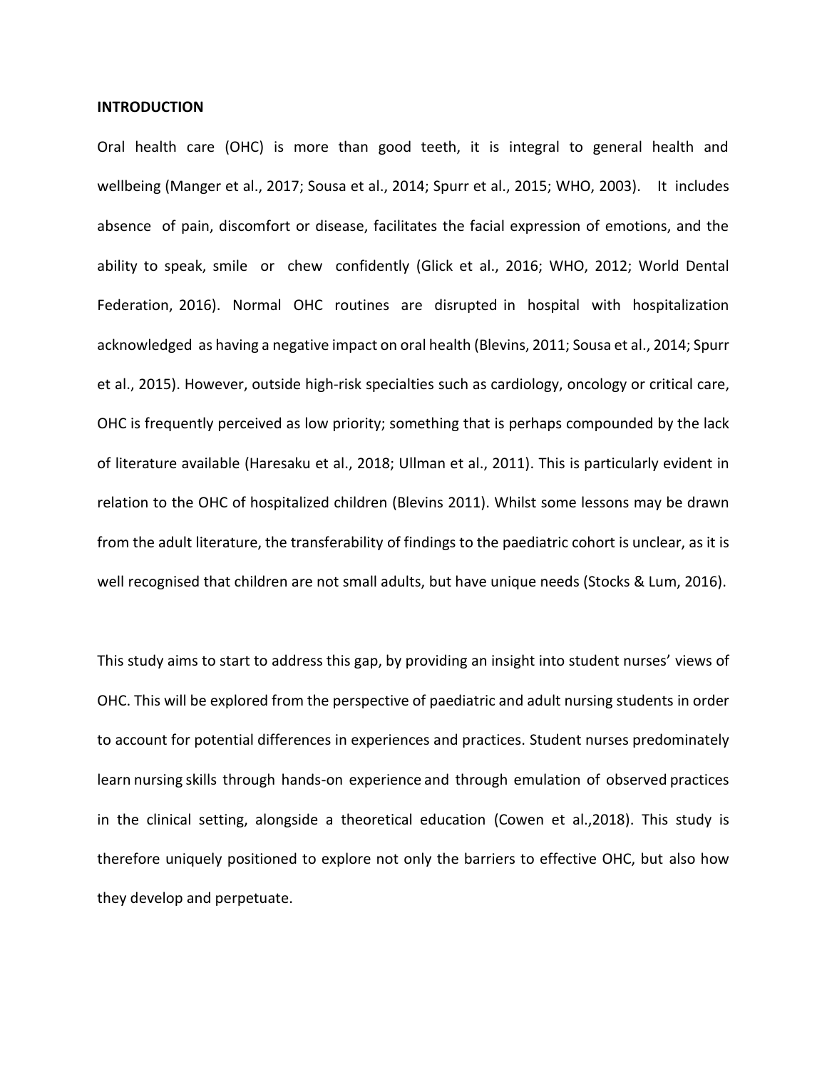## INTRODUCTION

Oral health care (OHC) is more than good teeth, it is integral to general health and wellbeing (Manger et al., 2017; Sousa et al., 2014; Spurr et al., 2015; WHO, 2003). It includes absence of pain, discomfort or disease, facilitates the facial expression of emotions, and the ability to speak, smile or chew confidently (Glick et al., 2016; WHO, 2012; World Dental Federation, 2016). Normal OHC routines are disrupted in hospital with hospitalization acknowledged as having a negative impact on oral health (Blevins, 2011; Sousa et al., 2014; Spurr et al., 2015). However, outside high-risk specialties such as cardiology, oncology or critical care, OHC is frequently perceived as low priority; something that is perhaps compounded by the lack of literature available (Haresaku et al., 2018; Ullman et al., 2011). This is particularly evident in relation to the OHC of hospitalized children (Blevins 2011). Whilst some lessons may be drawn from the adult literature, the transferability of findings to the paediatric cohort is unclear, as it is well recognised that children are not small adults, but have unique needs (Stocks & Lum, 2016).

This study aims to start to address this gap, by providing an insight into student nurses' views of OHC. This will be explored from the perspective of paediatric and adult nursing students in order to account for potential differences in experiences and practices. Student nurses predominately learn nursing skills through hands-on experience and through emulation of observed practices in the clinical setting, alongside a theoretical education (Cowen et al.,2018). This study is therefore uniquely positioned to explore not only the barriers to effective OHC, but also how they develop and perpetuate.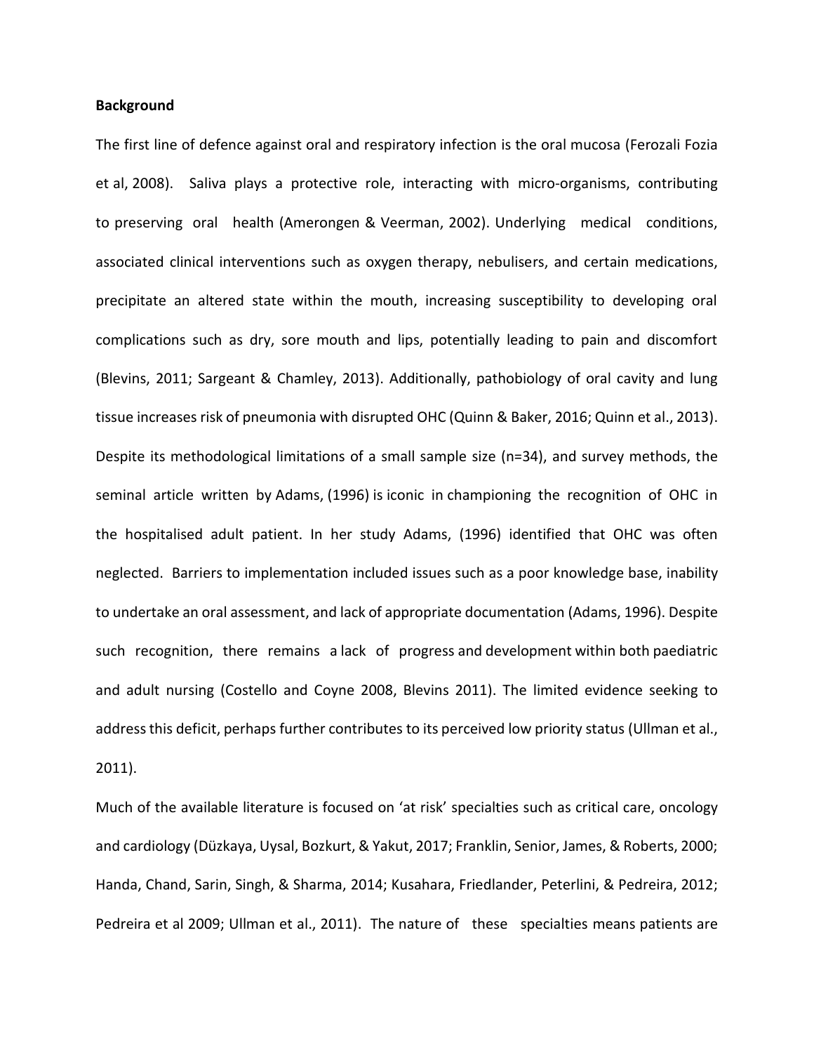**Background**

The first line of defence against oral and respiratory infection is the oral mucosa (Ferozali Fozia et al, 2008). Saliva plays a protective role, interacting with micro-organisms, contributing to preserving oral health (Amerongen & Veerman, 2002). Underlying medical conditions, associated clinical interventions such as oxygen therapy, nebulisers, and certain medications, precipitate an altered state within the mouth, increasing susceptibility to developing oral complications such as dry, sore mouth and lips, potentially leading to pain and discomfort (Blevins, 2011; Sargeant & Chamley, 2013). Additionally, pathobiology of oral cavity and lung tissue increases risk of pneumonia with disrupted OHC (Quinn & Baker, 2016; Quinn et al., 2013). Despite its methodological limitations of a small sample size (n=34), and survey methods, the seminal article written by Adams, (1996) is iconic in championing the recognition of OHC in the hospitalised adult patient. In her study Adams, (1996) identified that OHC was often neglected. Barriers to implementation included issues such as a poor knowledge base, inability to undertake an oral assessment, and lack of appropriate documentation (Adams, 1996). Despite such recognition, there remains a lack of progress and development within both paediatric and adult nursing (Costello and Coyne 2008, Blevins 2011). The limited evidence seeking to address this deficit, perhaps further contributes to its perceived low priority status (Ullman et al., 2011).

Much of the available literature is focused on 'at risk' specialties such as critical care, oncology and cardiology (Düzkaya, Uysal, Bozkurt, & Yakut, 2017; Franklin, Senior, James, & Roberts, 2000; Handa, Chand, Sarin, Singh, & Sharma, 2014; Kusahara, Friedlander, Peterlini, & Pedreira, 2012; Pedreira et al 2009; Ullman et al., 2011). The nature of these specialties means patients are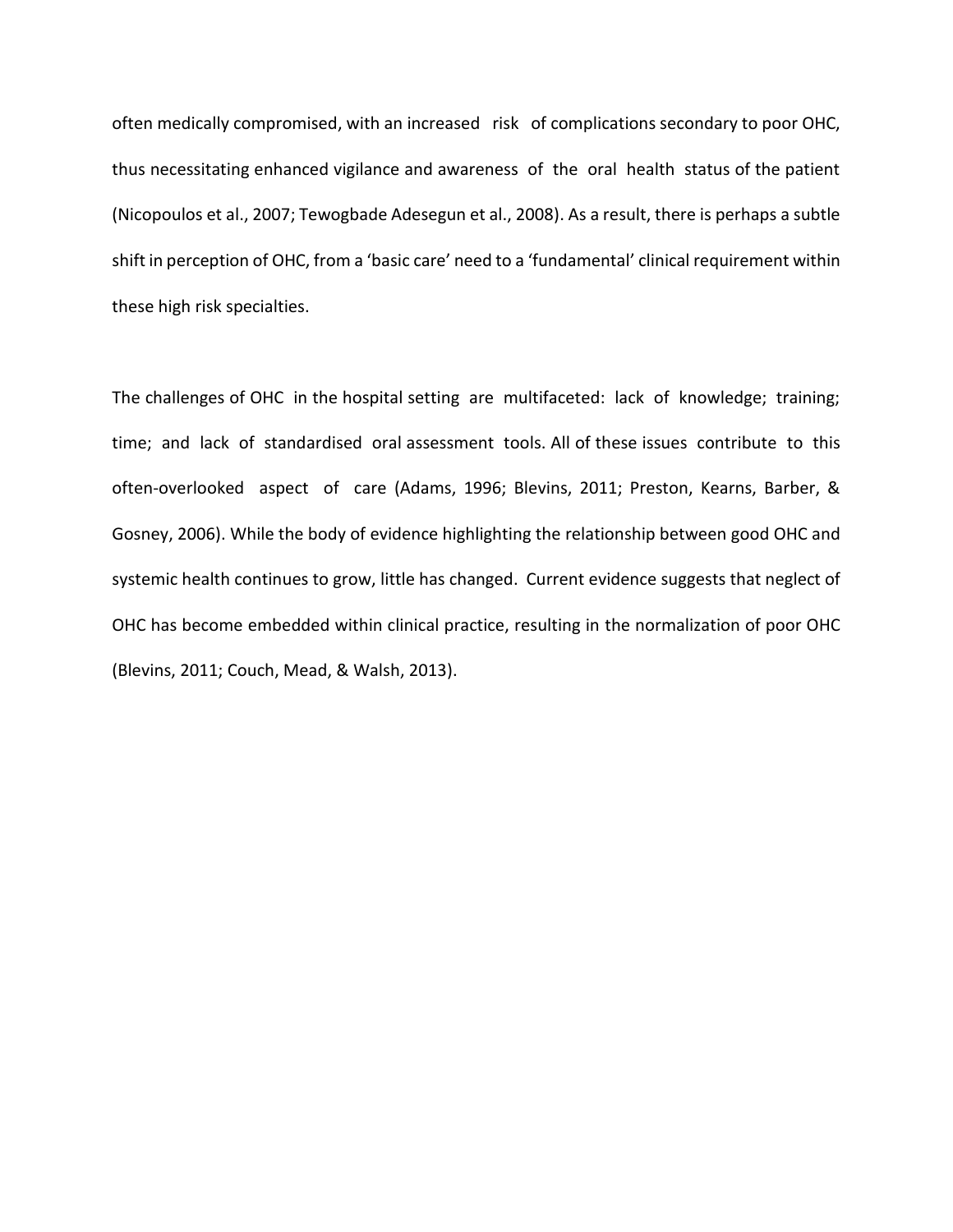often medically compromised, with an increased risk of complications secondary to poor OHC, thus necessitating enhanced vigilance and awareness of the oral health status of the patient (Nicopoulos et al., 2007; Tewogbade Adesegun et al., 2008). As a result, there is perhaps a subtle shift in perception of OHC, from a 'basic care' need to a 'fundamental' clinical requirement within these high risk specialties.

The challenges of OHC in the hospital setting are multifaceted: lack of knowledge; training; time; and lack of standardised oral assessment tools. All of these issues contribute to this often-overlooked aspect of care (Adams, 1996; Blevins, 2011; Preston, Kearns, Barber, & Gosney, 2006). While the body of evidence highlighting the relationship between good OHC and systemic health continues to grow, little has changed. Current evidence suggests that neglect of OHC has become embedded within clinical practice, resulting in the normalization of poor OHC (Blevins, 2011; Couch, Mead, & Walsh, 2013).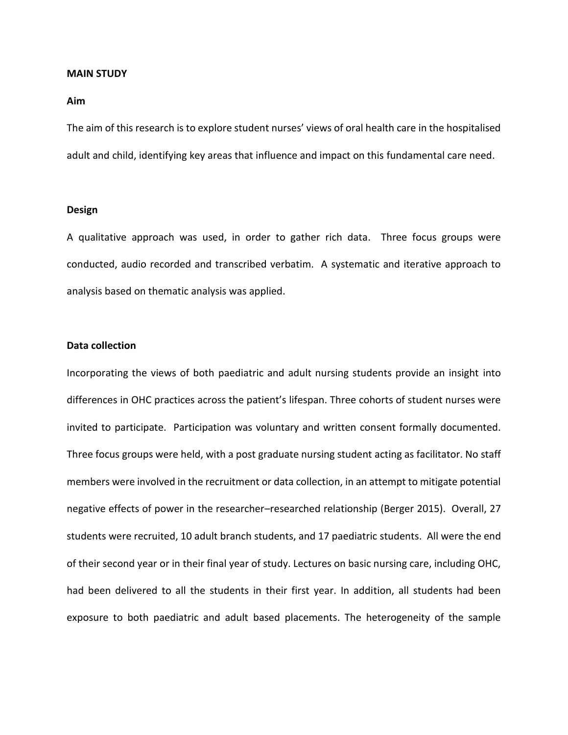**MAIN STUDY**

**Aim**

The aim of this research is to explore student nurses' views of oral health care in the hospitalised adult and child, identifying key areas that influence and impact on this fundamental care need.

**Design**

A qualitative approach was used, in order to gather rich data. Three focus groups were conducted, audio recorded and transcribed verbatim. A systematic and iterative approach to analysis based on thematic analysis was applied.

**Data collection**

Incorporating the views of both paediatric and adult nursing students provide an insight into differences in OHC practices across the patient's lifespan. Three cohorts of student nurses were invited to participate. Participation was voluntary and written consent formally documented. Three focus groups were held, with a post graduate nursing student acting as facilitator. No staff members were involved in the recruitment or data collection, in an attempt to mitigate potential negative effects of power in the researcher–researched relationship (Berger 2015). Overall, 27 students were recruited, 10 adult branch students, and 17 paediatric students. All were the end of their second year or in their final year of study. Lectures on basic nursing care, including OHC, had been delivered to all the students in their first year. In addition, all students had been exposure to both paediatric and adult based placements. The heterogeneity of the sample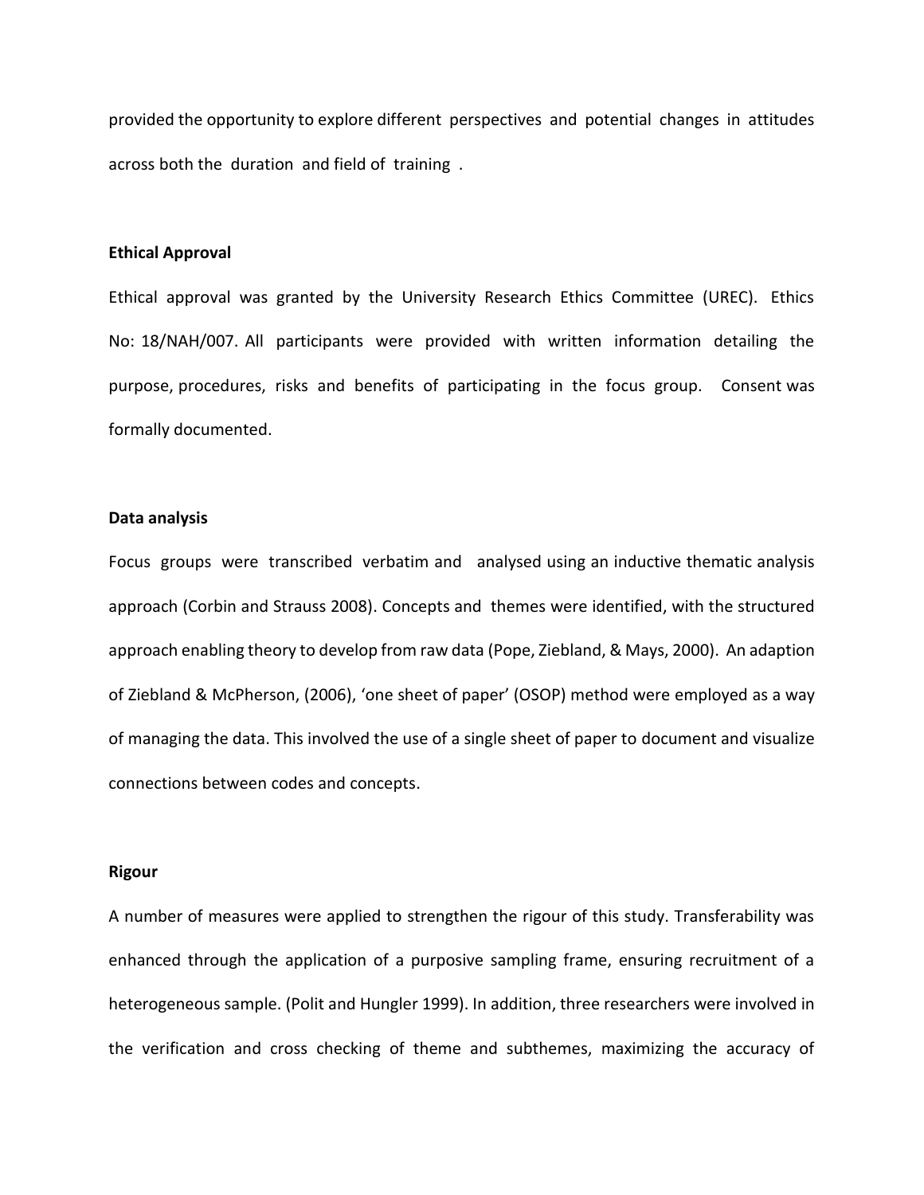provided the opportunity to explore different perspectives and potential changes in attitudes across both the duration and field of training .

### Ethical Approval

Ethical approval was granted by the University Research Ethics Committee (UREC). Ethics No: 18/NAH/007. All participants were provided with written information detailing the purpose, procedures, risks and benefits of participating in the focus group. Consent was formally documented.

### Data analysis

Focus groups were transcribed verbatim and analysed using an inductive thematic analysis approach (Corbin and Strauss 2008). Concepts and themes were identified, with the structured approach enabling theory to develop from raw data (Pope, Ziebland, & Mays, 2000). An adaption of Ziebland & McPherson, (2006), 'one sheet of paper' (OSOP) method were employed as a way of managing the data. This involved the use of a single sheet of paper to document and visualize connections between codes and concepts.

### Rigour

A number of measures were applied to strengthen the rigour of this study. Transferability was enhanced through the application of a purposive sampling frame, ensuring recruitment of a heterogeneous sample. (Polit and Hungler 1999). In addition, three researchers were involved in the verification and cross checking of theme and subthemes, maximizing the accuracy of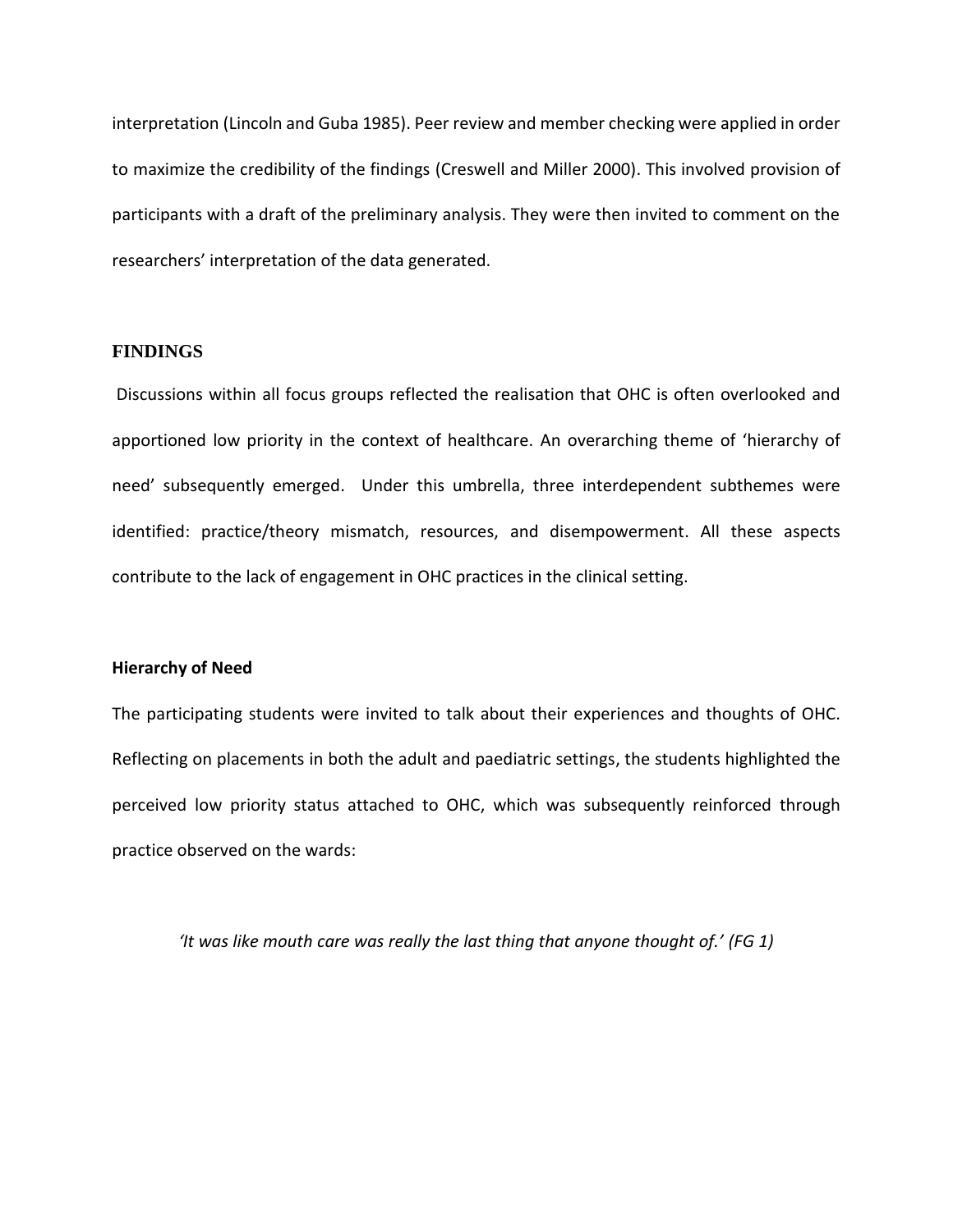interpretation (Lincoln and Guba 1985). Peer review and member checking were applied in order to maximize the credibility of the findings (Creswell and Miller 2000). This involved provision of participants with a draft of the preliminary analysis. They were then invited to comment on the researchers' interpretation of the data generated.

## FINDINGS

Discussions within all focus groups reflected the realisation that OHC is often overlooked and apportioned low priority in the context of healthcare. An overarching theme of 'hierarchy of need' subsequently emerged. Under this umbrella, three interdependent subthemes were identified: practice/theory mismatch, resources, and disempowerment. All these aspects contribute to the lack of engagement in OHC practices in the clinical setting.

### Hierarchy of Need

The participating students were invited to talk about their experiences and thoughts of OHC. Reflecting on placements in both the adult and paediatric settings, the students highlighted the perceived low priority status attached to OHC, which was subsequently reinforced through practice observed on the wards:

*'It was like mouth care was really the last thing that anyone thought of.' (FG 1)*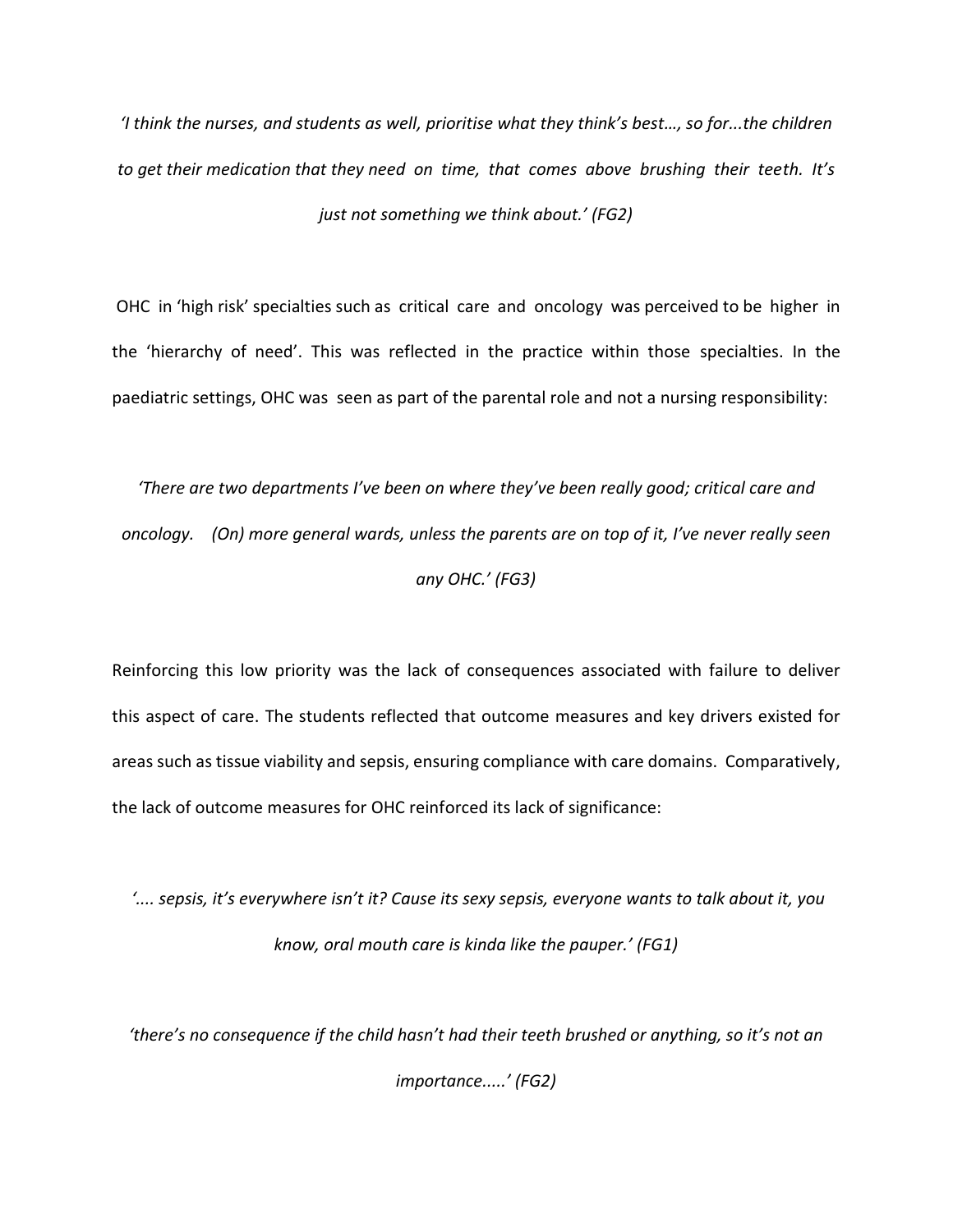*'I think the nurses, and students as well, prioritise what they think's best…, so for...the children to get their medication that they need on time, that comes above brushing their teeth. It's just not something we think about.' (FG2)*

OHC in 'high risk' specialties such as critical care and oncology was perceived to be higher in the 'hierarchy of need'. This was reflected in the practice within those specialties. In the paediatric settings, OHC was seen as part of the parental role and not a nursing responsibility:

*'There are two departments I've been on where they've been really good; critical care and oncology. (On) more general wards, unless the parents are on top of it, I've never really seen any OHC.' (FG3)*

Reinforcing this low priority was the lack of consequences associated with failure to deliver this aspect of care. The students reflected that outcome measures and key drivers existed for areas such as tissue viability and sepsis, ensuring compliance with care domains. Comparatively, the lack of outcome measures for OHC reinforced its lack of significance:

*'.... sepsis, it's everywhere isn't it? Cause its sexy sepsis, everyone wants to talk about it, you know, oral mouth care is kinda like the pauper.' (FG1)*

*'there's no consequence if the child hasn't had their teeth brushed or anything, so it's not an importance.....' (FG2)*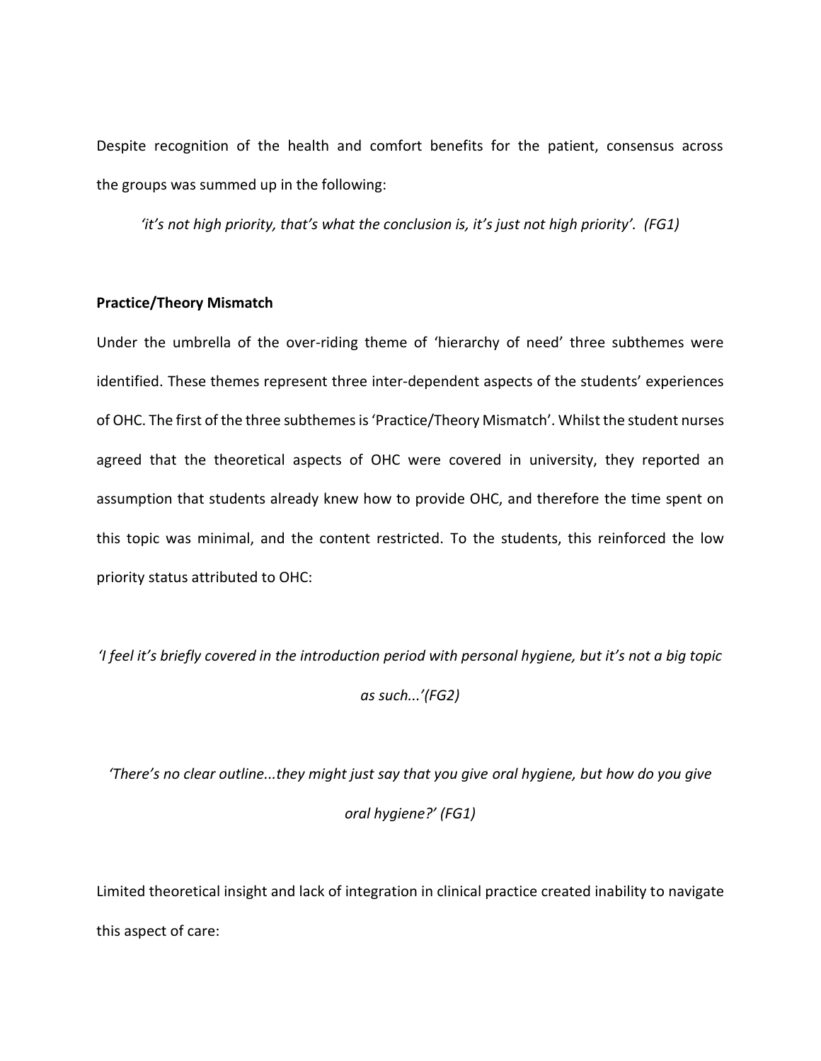Despite recognition of the health and comfort benefits for the patient, consensus across the groups was summed up in the following:

> *'it's not high priority, that's what the conclusion is, it's just not high priority'. (FG1)*

**Practice/Theory Mismatch**

Under the umbrella of the over-riding theme of 'hierarchy of need' three subthemes were identified. These themes represent three inter-dependent aspects of the students' experiences of OHC. The first of the three subthemes is 'Practice/Theory Mismatch'. Whilst the student nurses agreed that the theoretical aspects of OHC were covered in university, they reported an assumption that students already knew how to provide OHC, and therefore the time spent on this topic was minimal, and the content restricted. To the students, this reinforced the low priority status attributed to OHC:

> *'I feel it's briefly covered in the introduction period with personal hygiene, but it's not a big topic as such...'(FG2)*

> *'There's no clear outline...they might just say that you give oral hygiene, but how do you give oral hygiene?' (FG1)*

Limited theoretical insight and lack of integration in clinical practice created inability to navigate this aspect of care: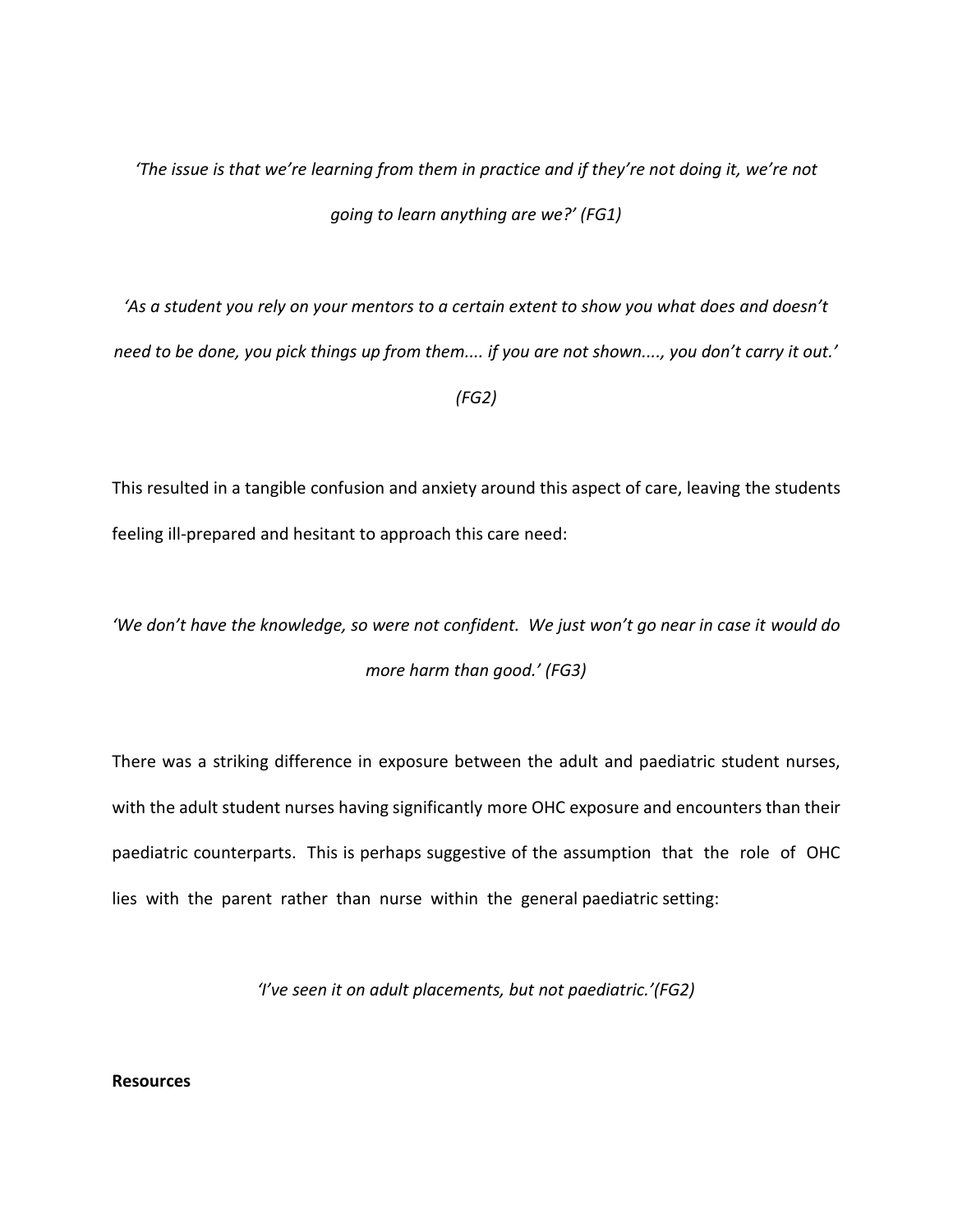*'The issue is that we're learning from them in practice and if they're not doing it, we're not going to learn anything are we?' (FG1)*

*'As a student you rely on your mentors to a certain extent to show you what does and doesn't need to be done, you pick things up from them.... if you are not shown...., you don't carry it out.' (FG2)*

This resulted in a tangible confusion and anxiety around this aspect of care, leaving the students feeling ill-prepared and hesitant to approach this care need:

*'We don't have the knowledge, so were not confident. We just won't go near in case it would do more harm than good.' (FG3)*

There was a striking difference in exposure between the adult and paediatric student nurses, with the adult student nurses having significantly more OHC exposure and encounters than their paediatric counterparts. This is perhaps suggestive of the assumption that the role of OHC lies with the parent rather than nurse within the general paediatric setting:

*'I've seen it on adult placements, but not paediatric.'(FG2)*

**Resources**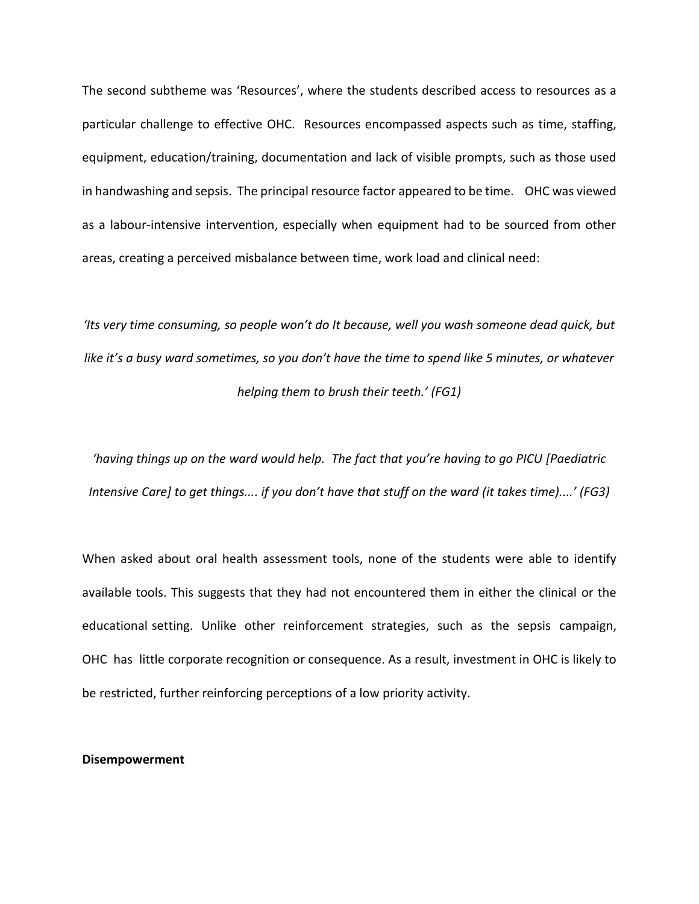The second subtheme was 'Resources', where the students described access to resources as a particular challenge to effective OHC. Resources encompassed aspects such as time, staffing, equipment, education/training, documentation and lack of visible prompts, such as those used in handwashing and sepsis. The principal resource factor appeared to be time. OHC was viewed as a labour-intensive intervention, especially when equipment had to be sourced from other areas, creating a perceived misbalance between time, work load and clinical need:

*'Its very time consuming, so people won't do It because, well you wash someone dead quick, but like it's a busy ward sometimes, so you don't have the time to spend like 5 minutes, or whatever helping them to brush their teeth.' (FG1)*

*'having things up on the ward would help. The fact that you're having to go PICU [Paediatric Intensive Care] to get things.... if you don't have that stuff on the ward (it takes time)....' (FG3)*

When asked about oral health assessment tools, none of the students were able to identify available tools. This suggests that they had not encountered them in either the clinical or the educational setting. Unlike other reinforcement strategies, such as the sepsis campaign, OHC has little corporate recognition or consequence. As a result, investment in OHC is likely to be restricted, further reinforcing perceptions of a low priority activity.

**Disempowerment**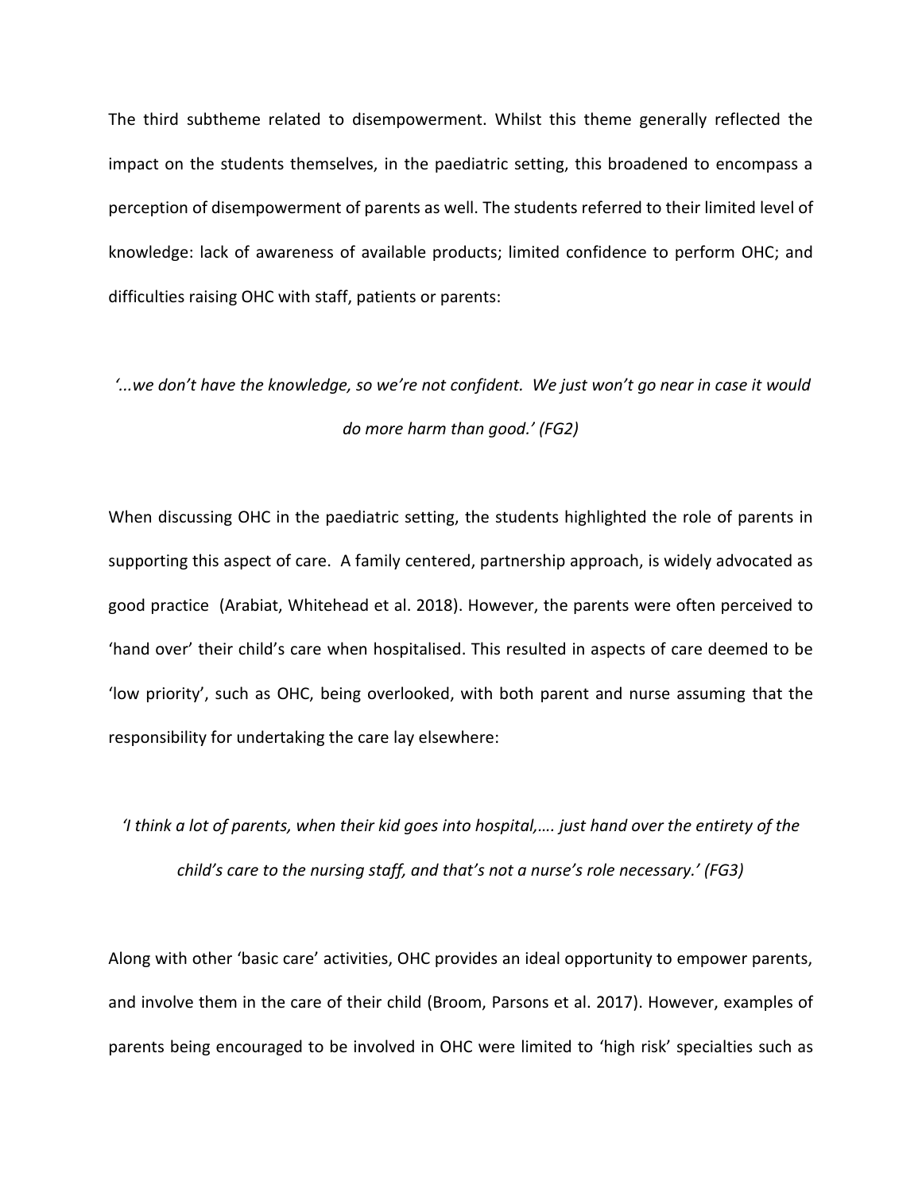The third subtheme related to disempowerment. Whilst this theme generally reflected the impact on the students themselves, in the paediatric setting, this broadened to encompass a perception of disempowerment of parents as well. The students referred to their limited level of knowledge: lack of awareness of available products; limited confidence to perform OHC; and difficulties raising OHC with staff, patients or parents:

*'...we don't have the knowledge, so we're not confident. We just won't go near in case it would do more harm than good.' (FG2)*

When discussing OHC in the paediatric setting, the students highlighted the role of parents in supporting this aspect of care. A family centered, partnership approach, is widely advocated as good practice (Arabiat, Whitehead et al. 2018). However, the parents were often perceived to 'hand over' their child's care when hospitalised. This resulted in aspects of care deemed to be 'low priority', such as OHC, being overlooked, with both parent and nurse assuming that the responsibility for undertaking the care lay elsewhere:

*'I think a lot of parents, when their kid goes into hospital,…. just hand over the entirety of the child's care to the nursing staff, and that's not a nurse's role necessary.' (FG3)*

Along with other 'basic care' activities, OHC provides an ideal opportunity to empower parents, and involve them in the care of their child (Broom, Parsons et al. 2017). However, examples of parents being encouraged to be involved in OHC were limited to 'high risk' specialties such as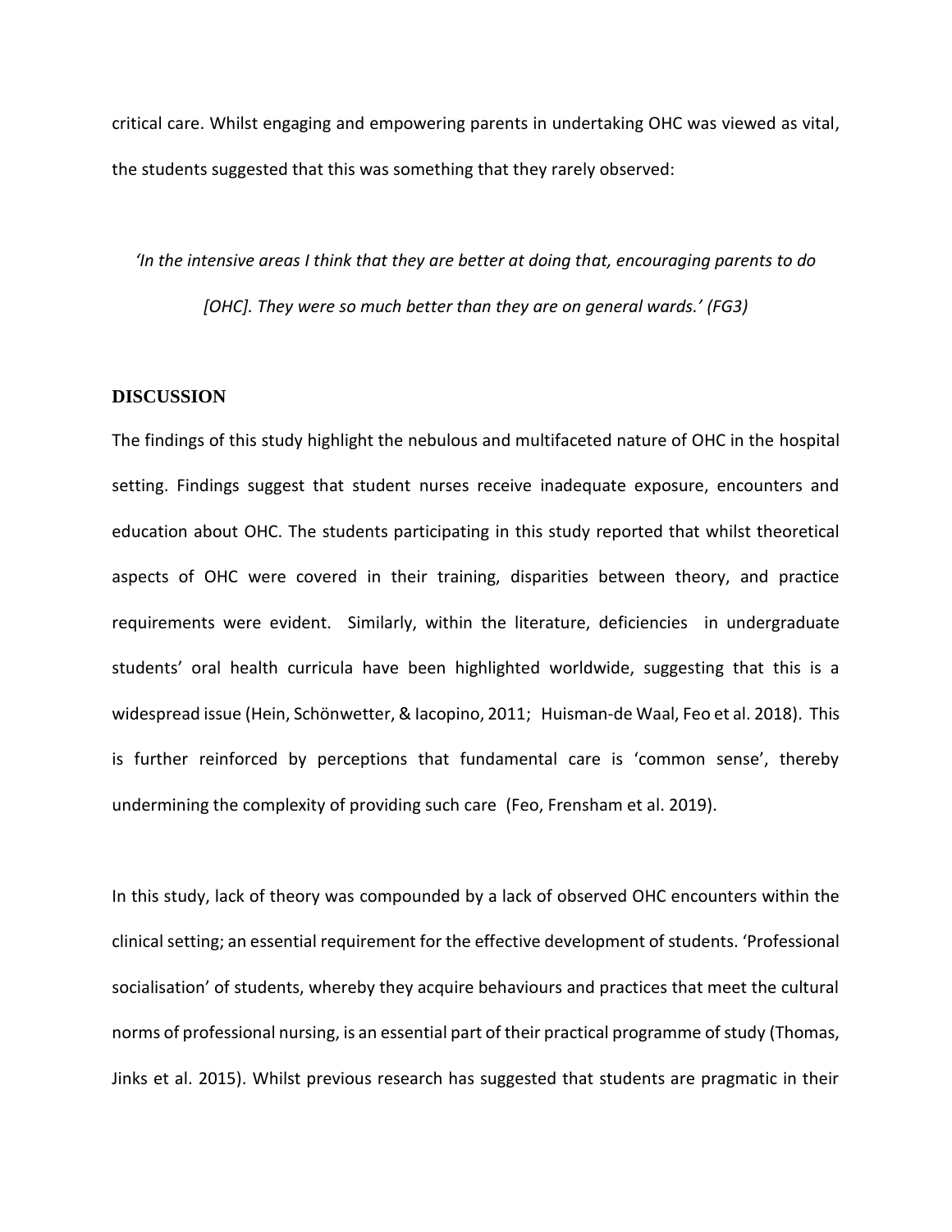critical care. Whilst engaging and empowering parents in undertaking OHC was viewed as vital, the students suggested that this was something that they rarely observed:

> *'In the intensive areas I think that they are better at doing that, encouraging parents to do [OHC]. They were so much better than they are on general wards.' (FG3)*

## DISCUSSION

The findings of this study highlight the nebulous and multifaceted nature of OHC in the hospital setting. Findings suggest that student nurses receive inadequate exposure, encounters and education about OHC. The students participating in this study reported that whilst theoretical aspects of OHC were covered in their training, disparities between theory, and practice requirements were evident. Similarly, within the literature, deficiencies in undergraduate students' oral health curricula have been highlighted worldwide, suggesting that this is a widespread issue (Hein, Schönwetter, & Iacopino, 2011; Huisman-de Waal, Feo et al. 2018). This is further reinforced by perceptions that fundamental care is 'common sense', thereby undermining the complexity of providing such care (Feo, Frensham et al. 2019).

In this study, lack of theory was compounded by a lack of observed OHC encounters within the clinical setting; an essential requirement for the effective development of students. 'Professional socialisation' of students, whereby they acquire behaviours and practices that meet the cultural norms of professional nursing, is an essential part of their practical programme of study (Thomas, Jinks et al. 2015). Whilst previous research has suggested that students are pragmatic in their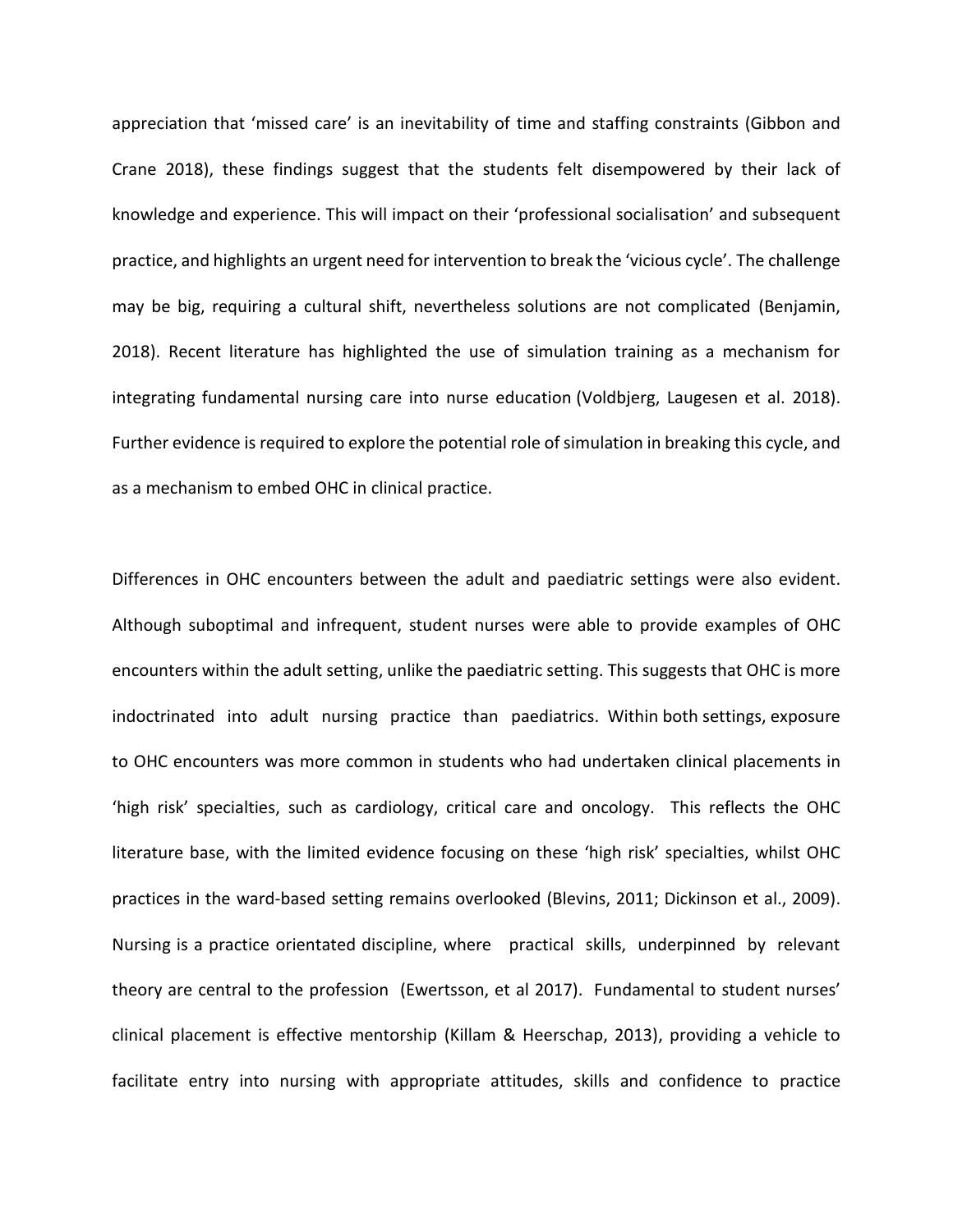appreciation that 'missed care' is an inevitability of time and staffing constraints (Gibbon and Crane 2018), these findings suggest that the students felt disempowered by their lack of knowledge and experience. This will impact on their 'professional socialisation' and subsequent practice, and highlights an urgent need for intervention to break the 'vicious cycle'. The challenge may be big, requiring a cultural shift, nevertheless solutions are not complicated (Benjamin, 2018). Recent literature has highlighted the use of simulation training as a mechanism for integrating fundamental nursing care into nurse education (Voldbjerg, Laugesen et al. 2018). Further evidence is required to explore the potential role of simulation in breaking this cycle, and as a mechanism to embed OHC in clinical practice.

Differences in OHC encounters between the adult and paediatric settings were also evident. Although suboptimal and infrequent, student nurses were able to provide examples of OHC encounters within the adult setting, unlike the paediatric setting. This suggests that OHC is more indoctrinated into adult nursing practice than paediatrics. Within both settings, exposure to OHC encounters was more common in students who had undertaken clinical placements in 'high risk' specialties, such as cardiology, critical care and oncology. This reflects the OHC literature base, with the limited evidence focusing on these 'high risk' specialties, whilst OHC practices in the ward-based setting remains overlooked (Blevins, 2011; Dickinson et al., 2009). Nursing is a practice orientated discipline, where practical skills, underpinned by relevant theory are central to the profession (Ewertsson, et al 2017). Fundamental to student nurses' clinical placement is effective mentorship (Killam & Heerschap, 2013), providing a vehicle to facilitate entry into nursing with appropriate attitudes, skills and confidence to practice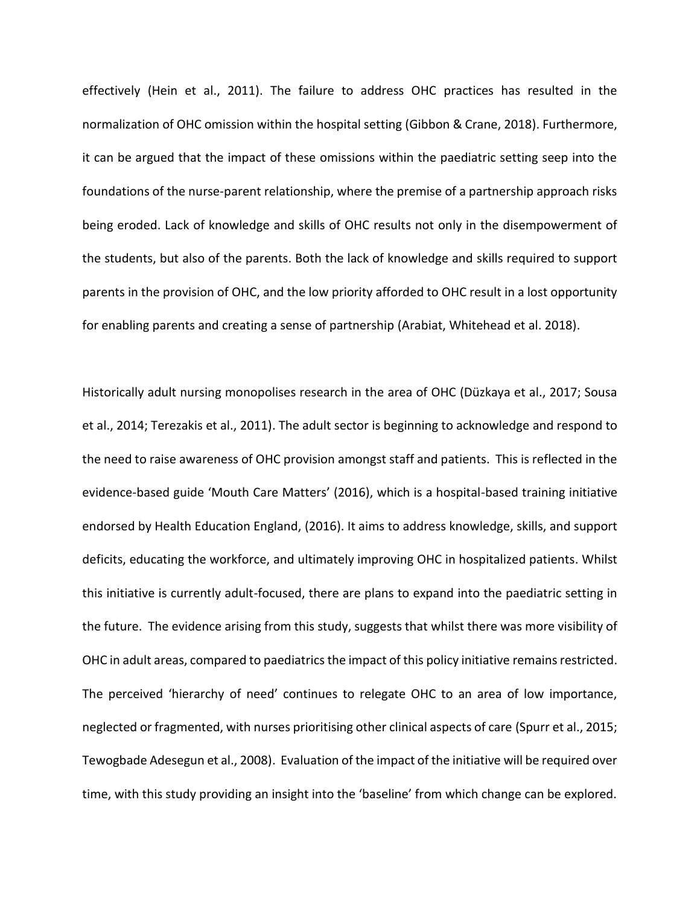effectively (Hein et al., 2011). The failure to address OHC practices has resulted in the normalization of OHC omission within the hospital setting (Gibbon & Crane, 2018). Furthermore, it can be argued that the impact of these omissions within the paediatric setting seep into the foundations of the nurse-parent relationship, where the premise of a partnership approach risks being eroded. Lack of knowledge and skills of OHC results not only in the disempowerment of the students, but also of the parents. Both the lack of knowledge and skills required to support parents in the provision of OHC, and the low priority afforded to OHC result in a lost opportunity for enabling parents and creating a sense of partnership (Arabiat, Whitehead et al. 2018).

Historically adult nursing monopolises research in the area of OHC (Düzkaya et al., 2017; Sousa et al., 2014; Terezakis et al., 2011). The adult sector is beginning to acknowledge and respond to the need to raise awareness of OHC provision amongst staff and patients. This is reflected in the evidence-based guide 'Mouth Care Matters' (2016), which is a hospital-based training initiative endorsed by Health Education England, (2016). It aims to address knowledge, skills, and support deficits, educating the workforce, and ultimately improving OHC in hospitalized patients. Whilst this initiative is currently adult-focused, there are plans to expand into the paediatric setting in the future. The evidence arising from this study, suggests that whilst there was more visibility of OHC in adult areas, compared to paediatrics the impact of this policy initiative remains restricted. The perceived 'hierarchy of need' continues to relegate OHC to an area of low importance, neglected or fragmented, with nurses prioritising other clinical aspects of care (Spurr et al., 2015; Tewogbade Adesegun et al., 2008). Evaluation of the impact of the initiative will be required over time, with this study providing an insight into the 'baseline' from which change can be explored.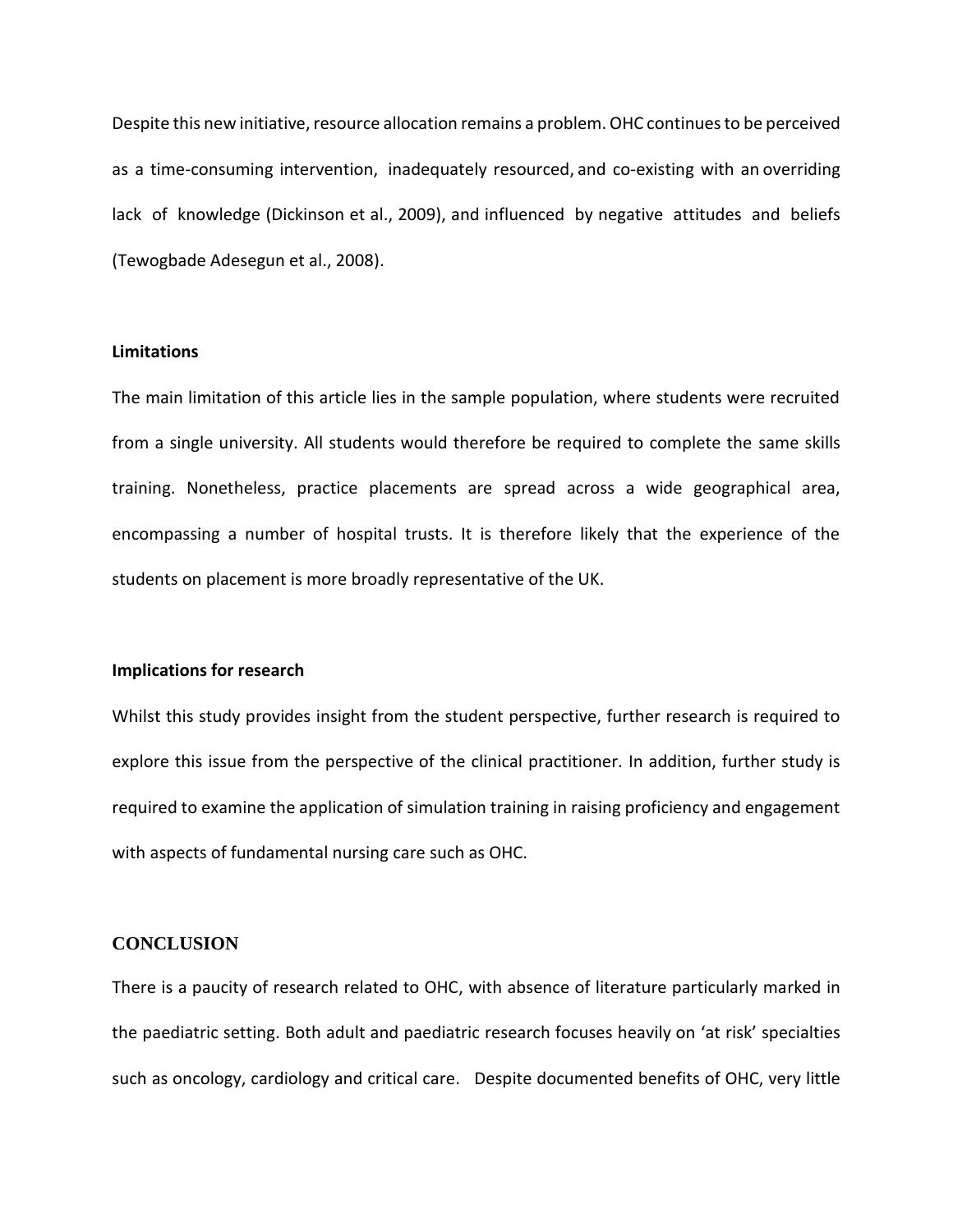Despite this new initiative, resource allocation remains a problem. OHC continues to be perceived as a time-consuming intervention, inadequately resourced, and co-existing with an overriding lack of knowledge (Dickinson et al., 2009), and influenced by negative attitudes and beliefs (Tewogbade Adesegun et al., 2008).

### Limitations

The main limitation of this article lies in the sample population, where students were recruited from a single university. All students would therefore be required to complete the same skills training. Nonetheless, practice placements are spread across a wide geographical area, encompassing a number of hospital trusts. It is therefore likely that the experience of the students on placement is more broadly representative of the UK.

### Implications for research

Whilst this study provides insight from the student perspective, further research is required to explore this issue from the perspective of the clinical practitioner. In addition, further study is required to examine the application of simulation training in raising proficiency and engagement with aspects of fundamental nursing care such as OHC.

## CONCLUSION

There is a paucity of research related to OHC, with absence of literature particularly marked in the paediatric setting. Both adult and paediatric research focuses heavily on 'at risk' specialties such as oncology, cardiology and critical care. Despite documented benefits of OHC, very little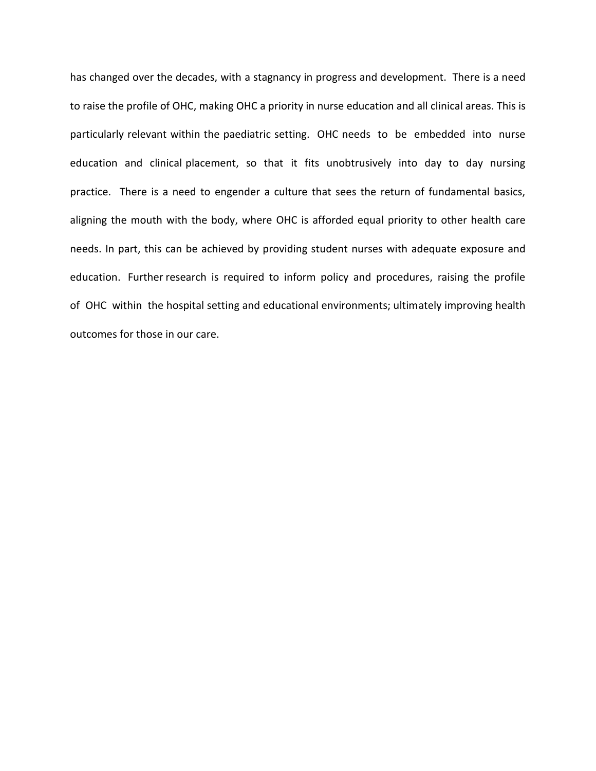has changed over the decades, with a stagnancy in progress and development. There is a need to raise the profile of OHC, making OHC a priority in nurse education and all clinical areas. This is particularly relevant within the paediatric setting. OHC needs to be embedded into nurse education and clinical placement, so that it fits unobtrusively into day to day nursing practice. There is a need to engender a culture that sees the return of fundamental basics, aligning the mouth with the body, where OHC is afforded equal priority to other health care needs. In part, this can be achieved by providing student nurses with adequate exposure and education. Further research is required to inform policy and procedures, raising the profile of OHC within the hospital setting and educational environments; ultimately improving health outcomes for those in our care.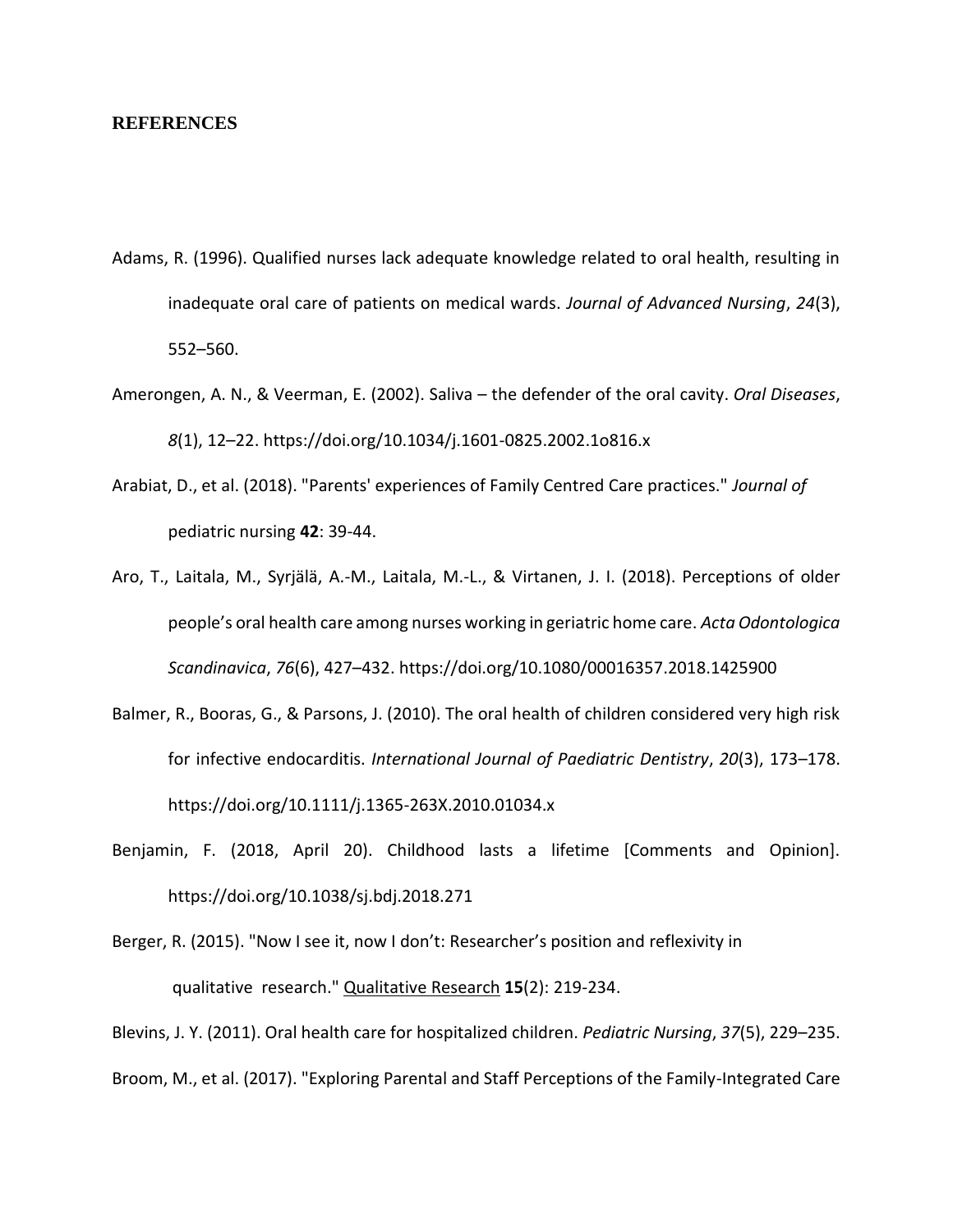## REFERENCES

Adams, R. (1996). Qualified nurses lack adequate knowledge related to oral health, resulting in inadequate oral care of patients on medical wards. *Journal of Advanced Nursing*, *24*(3), 552–560.

Amerongen, A. N., & Veerman, E. (2002). Saliva – the defender of the oral cavity. *Oral Diseases*, *8*(1), 12–22. https://doi.org/10.1034/j.1601-0825.2002.1o816.x

Arabiat, D., et al. (2018). "Parents' experiences of Family Centred Care practices." *Journal of* pediatric nursing **42**: 39-44.

Aro, T., Laitala, M., Syrjälä, A.-M., Laitala, M.-L., & Virtanen, J. I. (2018). Perceptions of older people's oral health care among nurses working in geriatric home care. *Acta Odontologica Scandinavica*, *76*(6), 427–432. https://doi.org/10.1080/00016357.2018.1425900

Balmer, R., Booras, G., & Parsons, J. (2010). The oral health of children considered very high risk for infective endocarditis. *International Journal of Paediatric Dentistry*, *20*(3), 173–178. https://doi.org/10.1111/j.1365-263X.2010.01034.x

Benjamin, F. (2018, April 20). Childhood lasts a lifetime [Comments and Opinion]. https://doi.org/10.1038/sj.bdj.2018.271

Berger, R. (2015). "Now I see it, now I don't: Researcher's position and reflexivity in qualitative research." Qualitative Research **15**(2): 219-234.

Blevins, J. Y. (2011). Oral health care for hospitalized children. *Pediatric Nursing*, *37*(5), 229–235.

Broom, M., et al. (2017). "Exploring Parental and Staff Perceptions of the Family-Integrated Care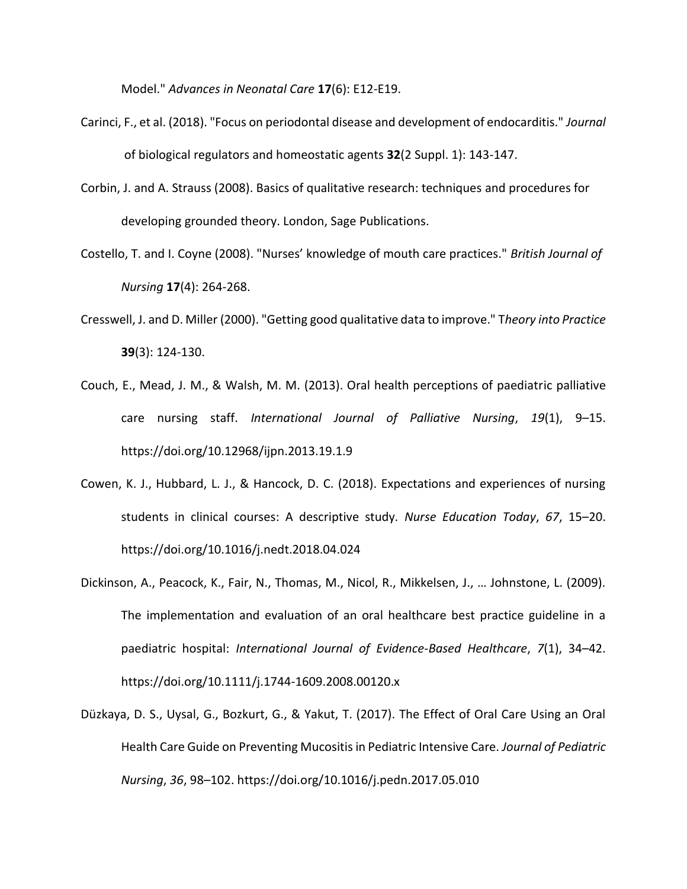Model." *Advances in Neonatal Care* **17**(6): E12-E19.

Carinci, F., et al. (2018). "Focus on periodontal disease and development of endocarditis." *Journal* of biological regulators and homeostatic agents **32**(2 Suppl. 1): 143-147.

Corbin, J. and A. Strauss (2008). Basics of qualitative research: techniques and procedures for developing grounded theory. London, Sage Publications.

Costello, T. and I. Coyne (2008). "Nurses' knowledge of mouth care practices." *British Journal of Nursing* **17**(4): 264-268.

Cresswell, J. and D. Miller (2000). "Getting good qualitative data to improve." T*heory into Practice* **39**(3): 124-130.

Couch, E., Mead, J. M., & Walsh, M. M. (2013). Oral health perceptions of paediatric palliative care nursing staff. *International Journal of Palliative Nursing*, *19*(1), 9–15. https://doi.org/10.12968/ijpn.2013.19.1.9

Cowen, K. J., Hubbard, L. J., & Hancock, D. C. (2018). Expectations and experiences of nursing students in clinical courses: A descriptive study. *Nurse Education Today*, *67*, 15–20. https://doi.org/10.1016/j.nedt.2018.04.024

Dickinson, A., Peacock, K., Fair, N., Thomas, M., Nicol, R., Mikkelsen, J., … Johnstone, L. (2009). The implementation and evaluation of an oral healthcare best practice guideline in a paediatric hospital: *International Journal of Evidence-Based Healthcare*, *7*(1), 34–42. https://doi.org/10.1111/j.1744-1609.2008.00120.x

Düzkaya, D. S., Uysal, G., Bozkurt, G., & Yakut, T. (2017). The Effect of Oral Care Using an Oral Health Care Guide on Preventing Mucositis in Pediatric Intensive Care. *Journal of Pediatric Nursing*, *36*, 98–102. https://doi.org/10.1016/j.pedn.2017.05.010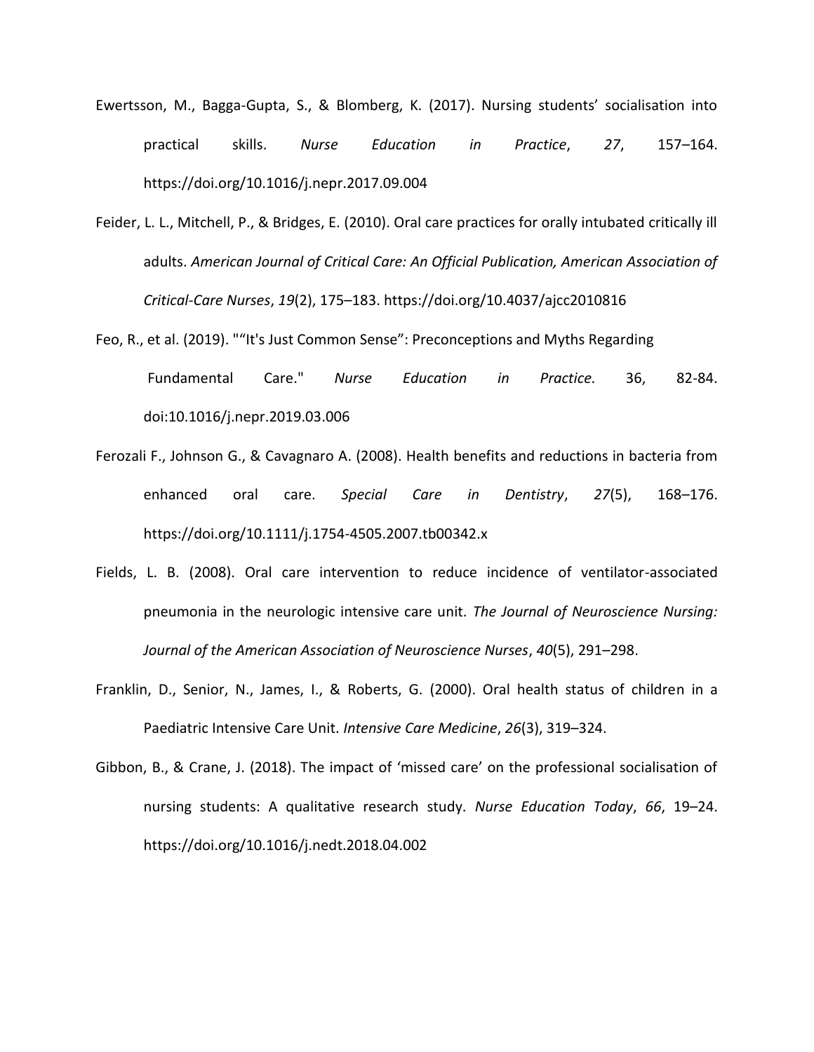Ewertsson, M., Bagga-Gupta, S., & Blomberg, K. (2017). Nursing students' socialisation into practical skills. *Nurse Education in Practice*, *27*, 157–164. https://doi.org/10.1016/j.nepr.2017.09.004

Feider, L. L., Mitchell, P., & Bridges, E. (2010). Oral care practices for orally intubated critically ill adults. *American Journal of Critical Care: An Official Publication, American Association of Critical-Care Nurses*, *19*(2), 175–183. https://doi.org/10.4037/ajcc2010816

Feo, R., et al. (2019). "“It's Just Common Sense”: Preconceptions and Myths Regarding Fundamental Care." *Nurse Education in Practice.* 36, 82-84. doi:10.1016/j.nepr.2019.03.006

Ferozali F., Johnson G., & Cavagnaro A. (2008). Health benefits and reductions in bacteria from enhanced oral care. *Special Care in Dentistry*, *27*(5), 168–176. https://doi.org/10.1111/j.1754-4505.2007.tb00342.x

Fields, L. B. (2008). Oral care intervention to reduce incidence of ventilator-associated pneumonia in the neurologic intensive care unit. *The Journal of Neuroscience Nursing: Journal of the American Association of Neuroscience Nurses*, *40*(5), 291–298.

Franklin, D., Senior, N., James, I., & Roberts, G. (2000). Oral health status of children in a Paediatric Intensive Care Unit. *Intensive Care Medicine*, *26*(3), 319–324.

Gibbon, B., & Crane, J. (2018). The impact of ‘missed care’ on the professional socialisation of nursing students: A qualitative research study. *Nurse Education Today*, *66*, 19–24. https://doi.org/10.1016/j.nedt.2018.04.002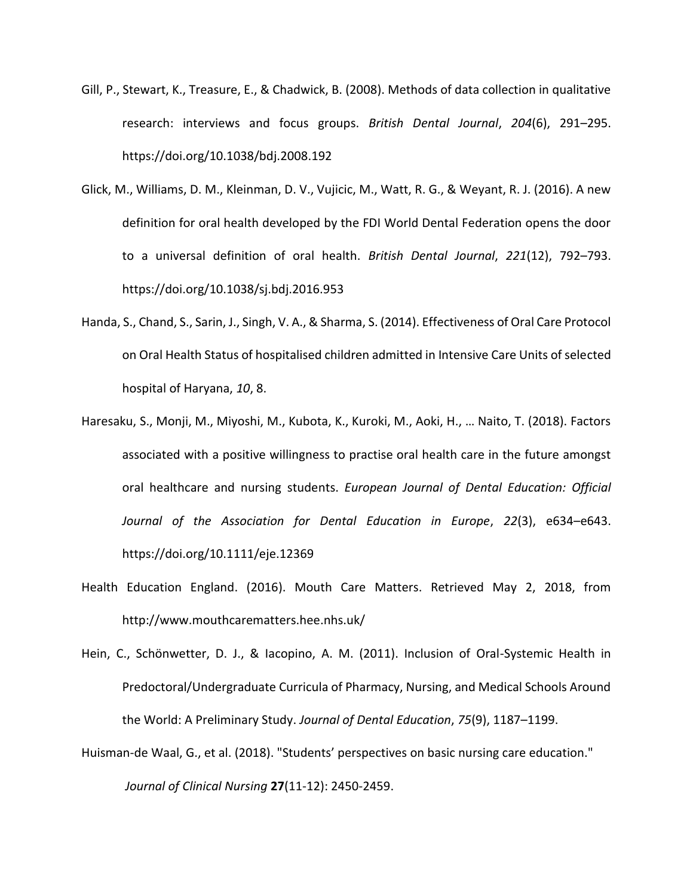Gill, P., Stewart, K., Treasure, E., & Chadwick, B. (2008). Methods of data collection in qualitative research: interviews and focus groups. *British Dental Journal*, *204*(6), 291–295. https://doi.org/10.1038/bdj.2008.192

Glick, M., Williams, D. M., Kleinman, D. V., Vujicic, M., Watt, R. G., & Weyant, R. J. (2016). A new definition for oral health developed by the FDI World Dental Federation opens the door to a universal definition of oral health. *British Dental Journal*, *221*(12), 792–793. https://doi.org/10.1038/sj.bdj.2016.953

Handa, S., Chand, S., Sarin, J., Singh, V. A., & Sharma, S. (2014). Effectiveness of Oral Care Protocol on Oral Health Status of hospitalised children admitted in Intensive Care Units of selected hospital of Haryana, *10*, 8.

Haresaku, S., Monji, M., Miyoshi, M., Kubota, K., Kuroki, M., Aoki, H., … Naito, T. (2018). Factors associated with a positive willingness to practise oral health care in the future amongst oral healthcare and nursing students. *European Journal of Dental Education: Official Journal of the Association for Dental Education in Europe*, *22*(3), e634–e643. https://doi.org/10.1111/eje.12369

Health Education England. (2016). Mouth Care Matters. Retrieved May 2, 2018, from http://www.mouthcarematters.hee.nhs.uk/

Hein, C., Schönwetter, D. J., & Iacopino, A. M. (2011). Inclusion of Oral-Systemic Health in Predoctoral/Undergraduate Curricula of Pharmacy, Nursing, and Medical Schools Around the World: A Preliminary Study. *Journal of Dental Education*, *75*(9), 1187–1199.

Huisman-de Waal, G., et al. (2018). "Students' perspectives on basic nursing care education." *Journal of Clinical Nursing* **27**(11-12): 2450-2459.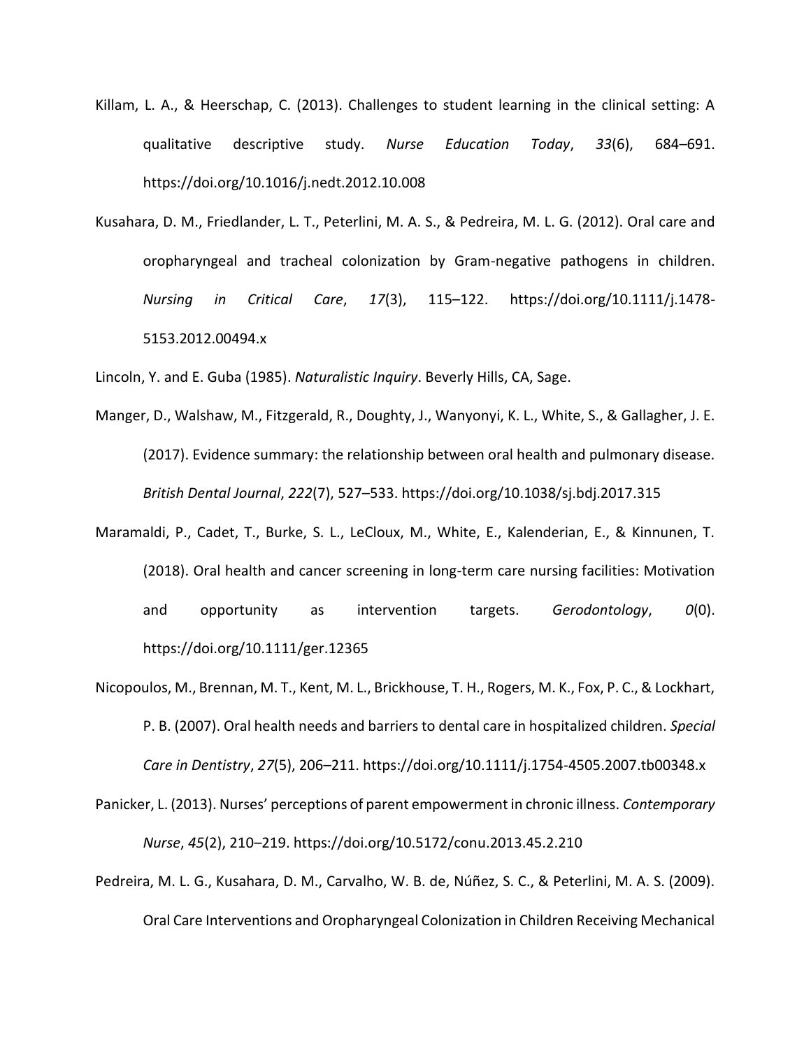Killam, L. A., & Heerschap, C. (2013). Challenges to student learning in the clinical setting: A qualitative descriptive study. *Nurse Education Today*, *33*(6), 684–691. https://doi.org/10.1016/j.nedt.2012.10.008

Kusahara, D. M., Friedlander, L. T., Peterlini, M. A. S., & Pedreira, M. L. G. (2012). Oral care and oropharyngeal and tracheal colonization by Gram-negative pathogens in children. *Nursing in Critical Care*, *17*(3), 115–122. https://doi.org/10.1111/j.1478-5153.2012.00494.x

Lincoln, Y. and E. Guba (1985). *Naturalistic Inquiry*. Beverly Hills, CA, Sage.

Manger, D., Walshaw, M., Fitzgerald, R., Doughty, J., Wanyonyi, K. L., White, S., & Gallagher, J. E. (2017). Evidence summary: the relationship between oral health and pulmonary disease. *British Dental Journal*, *222*(7), 527–533. https://doi.org/10.1038/sj.bdj.2017.315

Maramaldi, P., Cadet, T., Burke, S. L., LeCloux, M., White, E., Kalenderian, E., & Kinnunen, T. (2018). Oral health and cancer screening in long-term care nursing facilities: Motivation and opportunity as intervention targets. *Gerodontology*, *0*(0). https://doi.org/10.1111/ger.12365

Nicopoulos, M., Brennan, M. T., Kent, M. L., Brickhouse, T. H., Rogers, M. K., Fox, P. C., & Lockhart, P. B. (2007). Oral health needs and barriers to dental care in hospitalized children. *Special Care in Dentistry*, *27*(5), 206–211. https://doi.org/10.1111/j.1754-4505.2007.tb00348.x

Panicker, L. (2013). Nurses' perceptions of parent empowerment in chronic illness. *Contemporary Nurse*, *45*(2), 210–219. https://doi.org/10.5172/conu.2013.45.2.210

Pedreira, M. L. G., Kusahara, D. M., Carvalho, W. B. de, Núñez, S. C., & Peterlini, M. A. S. (2009). Oral Care Interventions and Oropharyngeal Colonization in Children Receiving Mechanical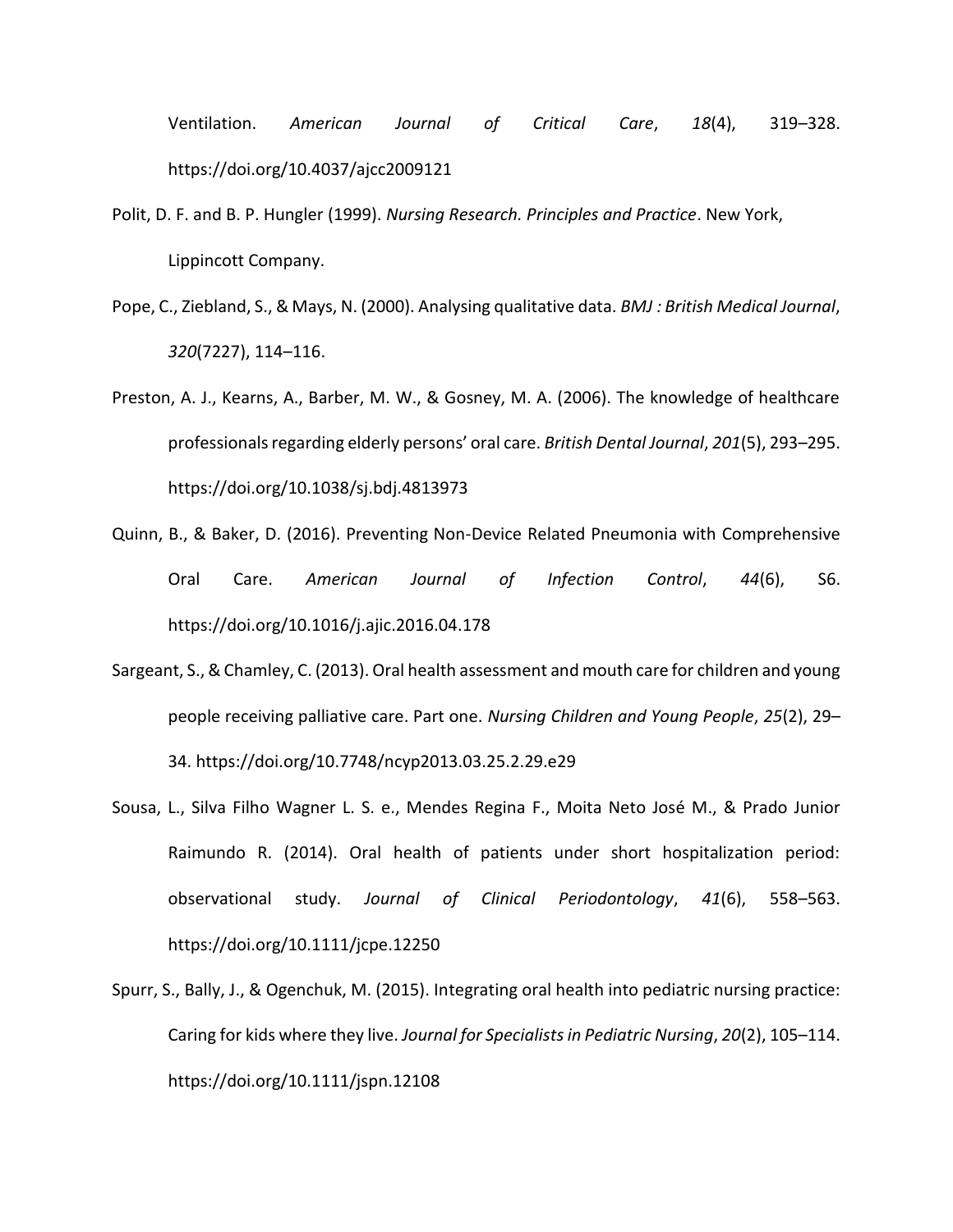Ventilation. *American Journal of Critical Care*, *18*(4), 319–328. https://doi.org/10.4037/ajcc2009121

Polit, D. F. and B. P. Hungler (1999). *Nursing Research. Principles and Practice*. New York, Lippincott Company.

Pope, C., Ziebland, S., & Mays, N. (2000). Analysing qualitative data. *BMJ : British Medical Journal*, *320*(7227), 114–116.

Preston, A. J., Kearns, A., Barber, M. W., & Gosney, M. A. (2006). The knowledge of healthcare professionals regarding elderly persons' oral care. *British Dental Journal*, *201*(5), 293–295. https://doi.org/10.1038/sj.bdj.4813973

Quinn, B., & Baker, D. (2016). Preventing Non-Device Related Pneumonia with Comprehensive Oral Care. *American Journal of Infection Control*, *44*(6), S6. https://doi.org/10.1016/j.ajic.2016.04.178

Sargeant, S., & Chamley, C. (2013). Oral health assessment and mouth care for children and young people receiving palliative care. Part one. *Nursing Children and Young People*, *25*(2), 29–34. https://doi.org/10.7748/ncyp2013.03.25.2.29.e29

Sousa, L., Silva Filho Wagner L. S. e., Mendes Regina F., Moita Neto José M., & Prado Junior Raimundo R. (2014). Oral health of patients under short hospitalization period: observational study. *Journal of Clinical Periodontology*, *41*(6), 558–563. https://doi.org/10.1111/jcpe.12250

Spurr, S., Bally, J., & Ogenchuk, M. (2015). Integrating oral health into pediatric nursing practice: Caring for kids where they live. *Journal for Specialists in Pediatric Nursing*, *20*(2), 105–114. https://doi.org/10.1111/jspn.12108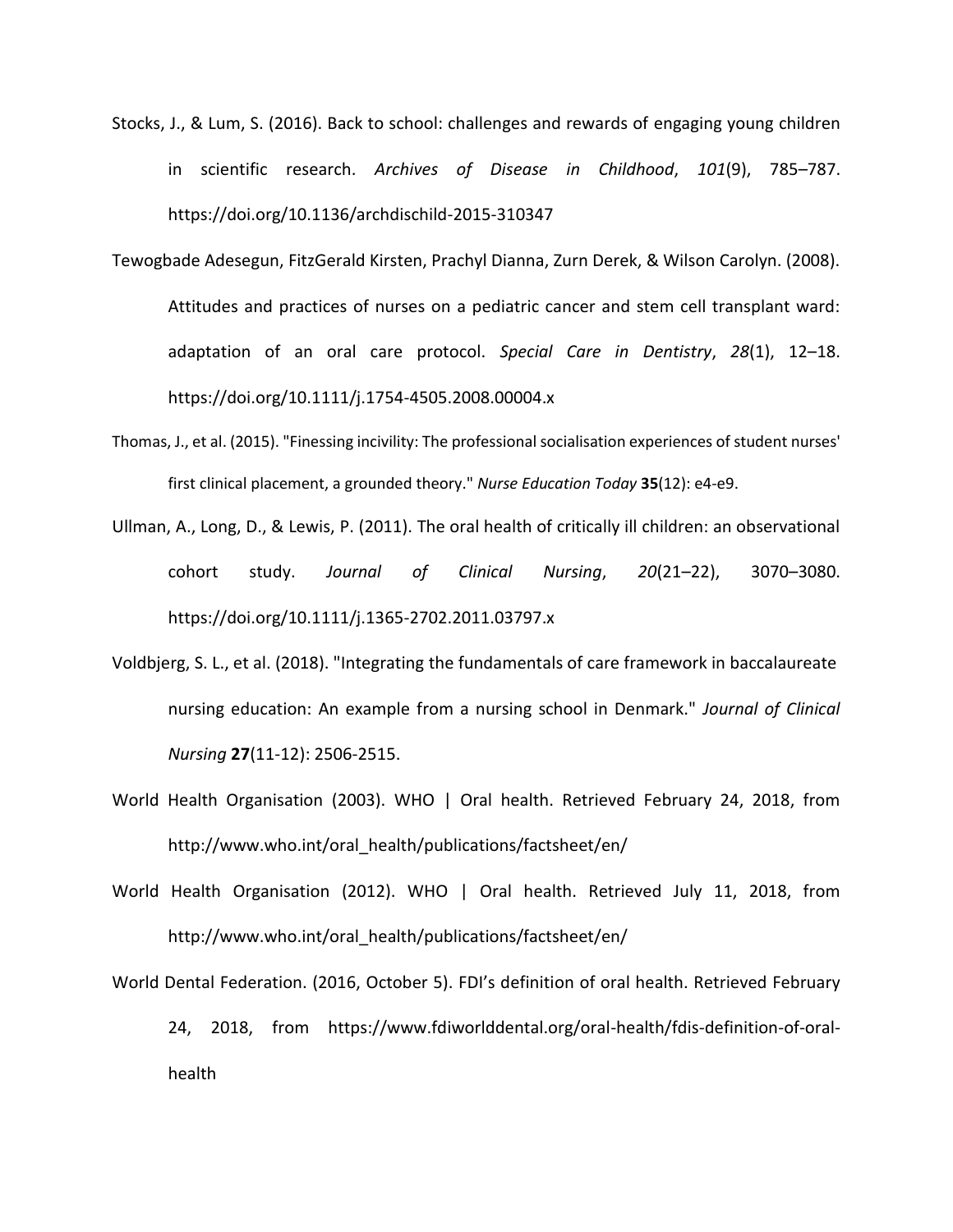Stocks, J., & Lum, S. (2016). Back to school: challenges and rewards of engaging young children in scientific research. *Archives of Disease in Childhood*, *101*(9), 785–787. https://doi.org/10.1136/archdischild-2015-310347

Tewogbade Adesegun, FitzGerald Kirsten, Prachyl Dianna, Zurn Derek, & Wilson Carolyn. (2008). Attitudes and practices of nurses on a pediatric cancer and stem cell transplant ward: adaptation of an oral care protocol. *Special Care in Dentistry*, *28*(1), 12–18. https://doi.org/10.1111/j.1754-4505.2008.00004.x

Thomas, J., et al. (2015). "Finessing incivility: The professional socialisation experiences of student nurses' first clinical placement, a grounded theory." *Nurse Education Today* **35**(12): e4-e9.

Ullman, A., Long, D., & Lewis, P. (2011). The oral health of critically ill children: an observational cohort study. *Journal of Clinical Nursing*, *20*(21–22), 3070–3080. https://doi.org/10.1111/j.1365-2702.2011.03797.x

Voldbjerg, S. L., et al. (2018). "Integrating the fundamentals of care framework in baccalaureate nursing education: An example from a nursing school in Denmark." *Journal of Clinical Nursing* **27**(11-12): 2506-2515.

World Health Organisation (2003). WHO | Oral health. Retrieved February 24, 2018, from http://www.who.int/oral_health/publications/factsheet/en/

World Health Organisation (2012). WHO | Oral health. Retrieved July 11, 2018, from http://www.who.int/oral_health/publications/factsheet/en/

World Dental Federation. (2016, October 5). FDI's definition of oral health. Retrieved February 24, 2018, from https://www.fdiworlddental.org/oral-health/fdis-definition-of-oral-health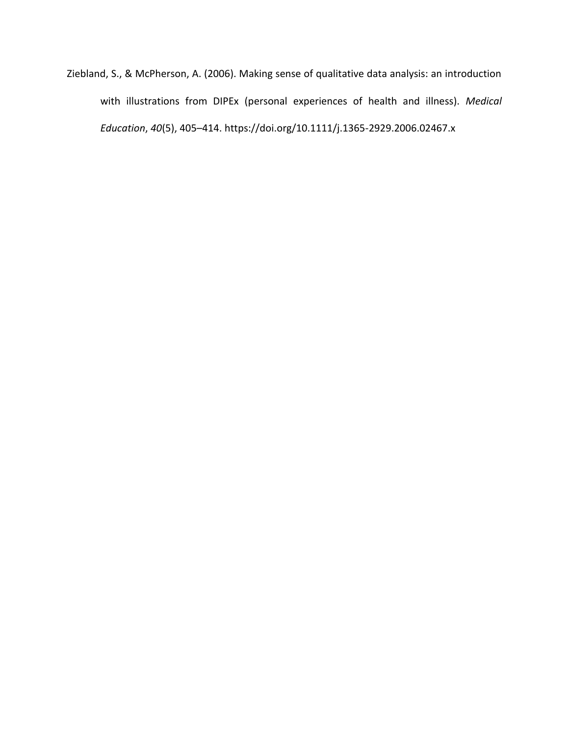Ziebland, S., & McPherson, A. (2006). Making sense of qualitative data analysis: an introduction with illustrations from DIPEx (personal experiences of health and illness). *Medical Education*, *40*(5), 405–414. https://doi.org/10.1111/j.1365-2929.2006.02467.x